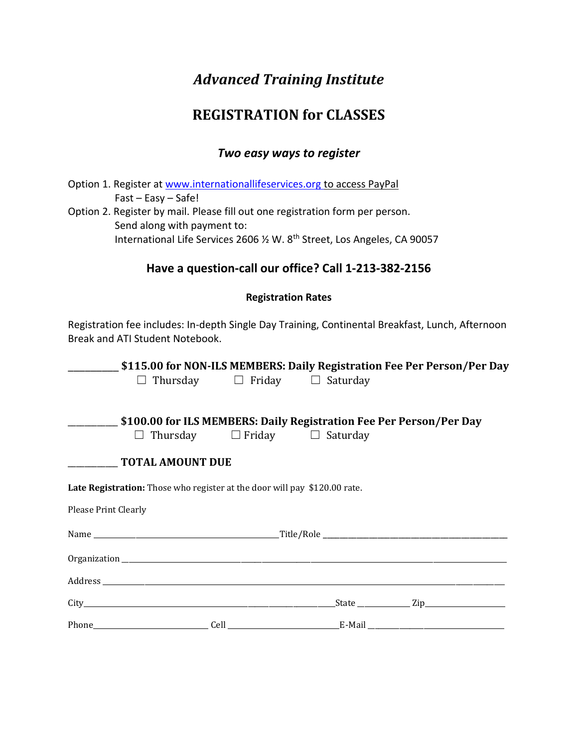# *Advanced Training Institute*

## REGISTRATION for CLASSES

### *Two easy ways to register*

Option 1. Register at [www.internationallifeservices.org](http://www.internationallifeservices.org) to access PayPal
Fast – Easy – Safe!

Option 2. Register by mail. Please fill out one registration form per person.
Send along with payment to:
International Life Services 2606 ½ W. 8th Street, Los Angeles, CA 90057

### Have a question-call our office? Call 1-213-382-2156

**Registration Rates**

Registration fee includes: In-depth Single Day Training, Continental Breakfast, Lunch, Afternoon Break and ATI Student Notebook.

__________ **$115.00 for NON-ILS MEMBERS: Daily Registration Fee Per Person/Per Day**

☐ Thursday ☐ Friday ☐ Saturday

__________ **$100.00 for ILS MEMBERS: Daily Registration Fee Per Person/Per Day**

☐ Thursday ☐ Friday ☐ Saturday

__________ **TOTAL AMOUNT DUE**

**Late Registration:** Those who register at the door will pay $120.00 rate.

Please Print Clearly

Name ______________________________ Title/Role ______________________________

Organization ____________________________________________________________

Address ________________________________________________________________

City ______________________________ State __________ Zip ______________

Phone ________________ Cell ________________ E-Mail ______________________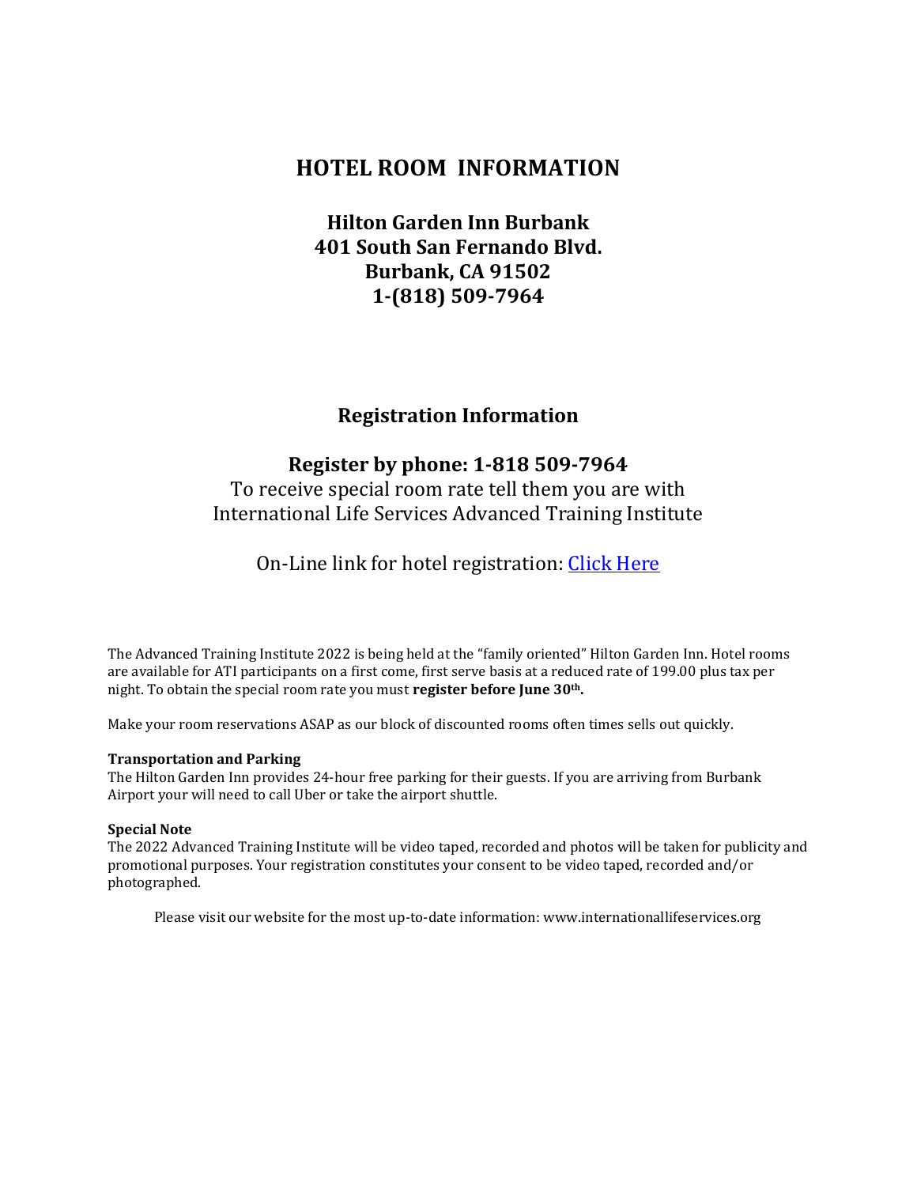# HOTEL ROOM INFORMATION

## Hilton Garden Inn Burbank
## 401 South San Fernando Blvd.
## Burbank, CA 91502
## 1-(818) 509-7964

## Registration Information

### Register by phone: 1-818 509-7964

To receive special room rate tell them you are with International Life Services Advanced Training Institute

On-Line link for hotel registration: Click Here

The Advanced Training Institute 2022 is being held at the "family oriented" Hilton Garden Inn. Hotel rooms are available for ATI participants on a first come, first serve basis at a reduced rate of 199.00 plus tax per night. To obtain the special room rate you must **register before June 30th.**

Make your room reservations ASAP as our block of discounted rooms often times sells out quickly.

**Transportation and Parking**
The Hilton Garden Inn provides 24-hour free parking for their guests. If you are arriving from Burbank Airport your will need to call Uber or take the airport shuttle.

**Special Note**
The 2022 Advanced Training Institute will be video taped, recorded and photos will be taken for publicity and promotional purposes. Your registration constitutes your consent to be video taped, recorded and/or photographed.

Please visit our website for the most up-to-date information: www.internationallifeservices.org